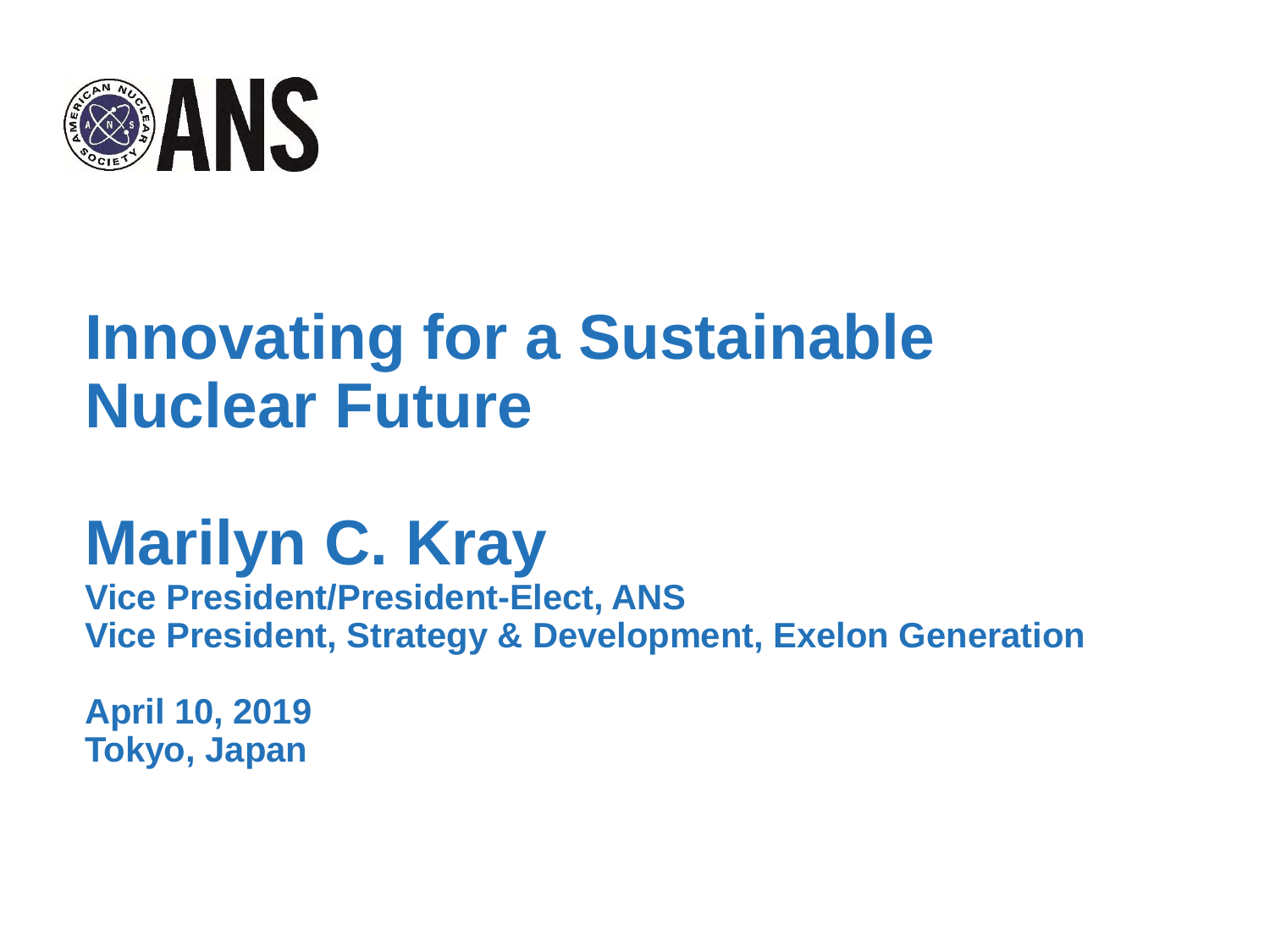ANS

# Innovating for a Sustainable Nuclear Future

## Marilyn C. Kray

**Vice President/President-Elect, ANS**
**Vice President, Strategy & Development, Exelon Generation**

**April 10, 2019**
**Tokyo, Japan**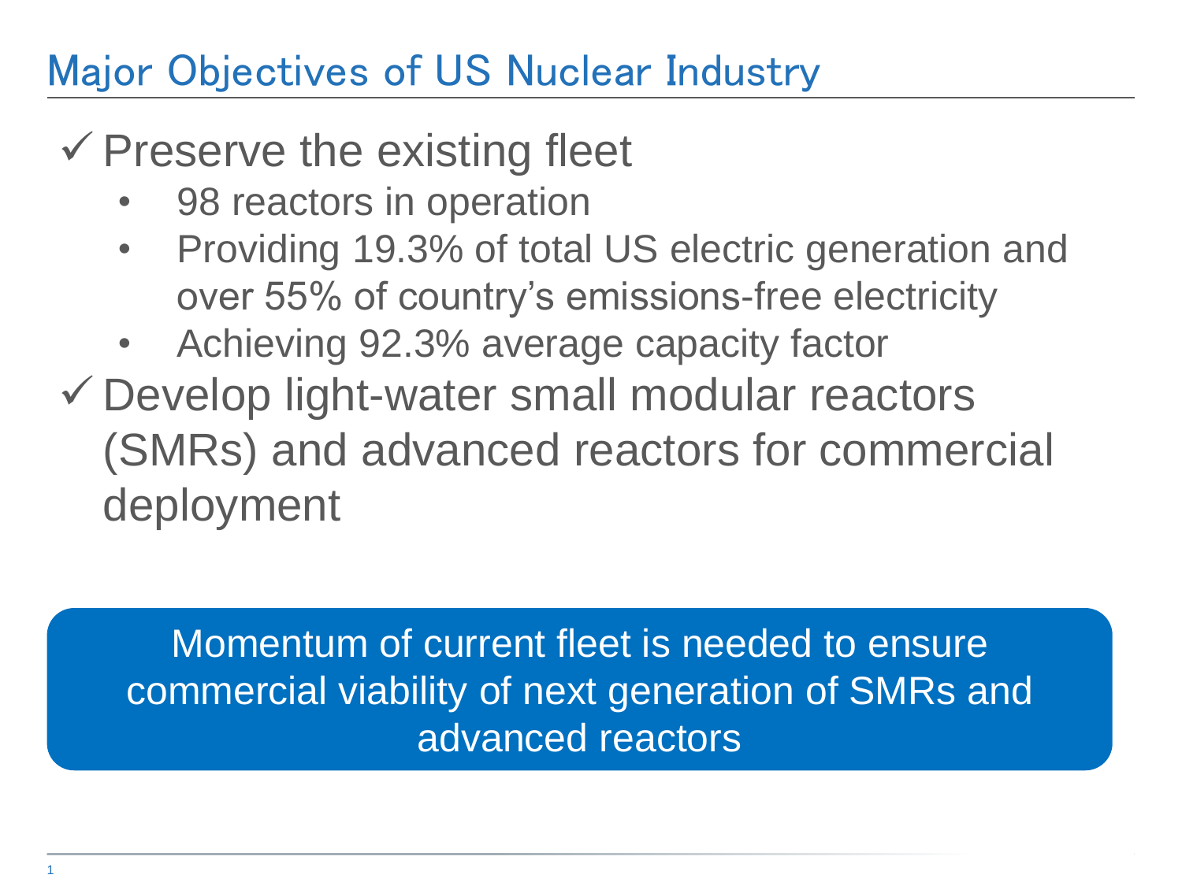# Major Objectives of US Nuclear Industry

- ✓ Preserve the existing fleet
  - 98 reactors in operation
  - Providing 19.3% of total US electric generation and over 55% of country's emissions-free electricity
  - Achieving 92.3% average capacity factor
- ✓ Develop light-water small modular reactors (SMRs) and advanced reactors for commercial deployment

Momentum of current fleet is needed to ensure commercial viability of next generation of SMRs and advanced reactors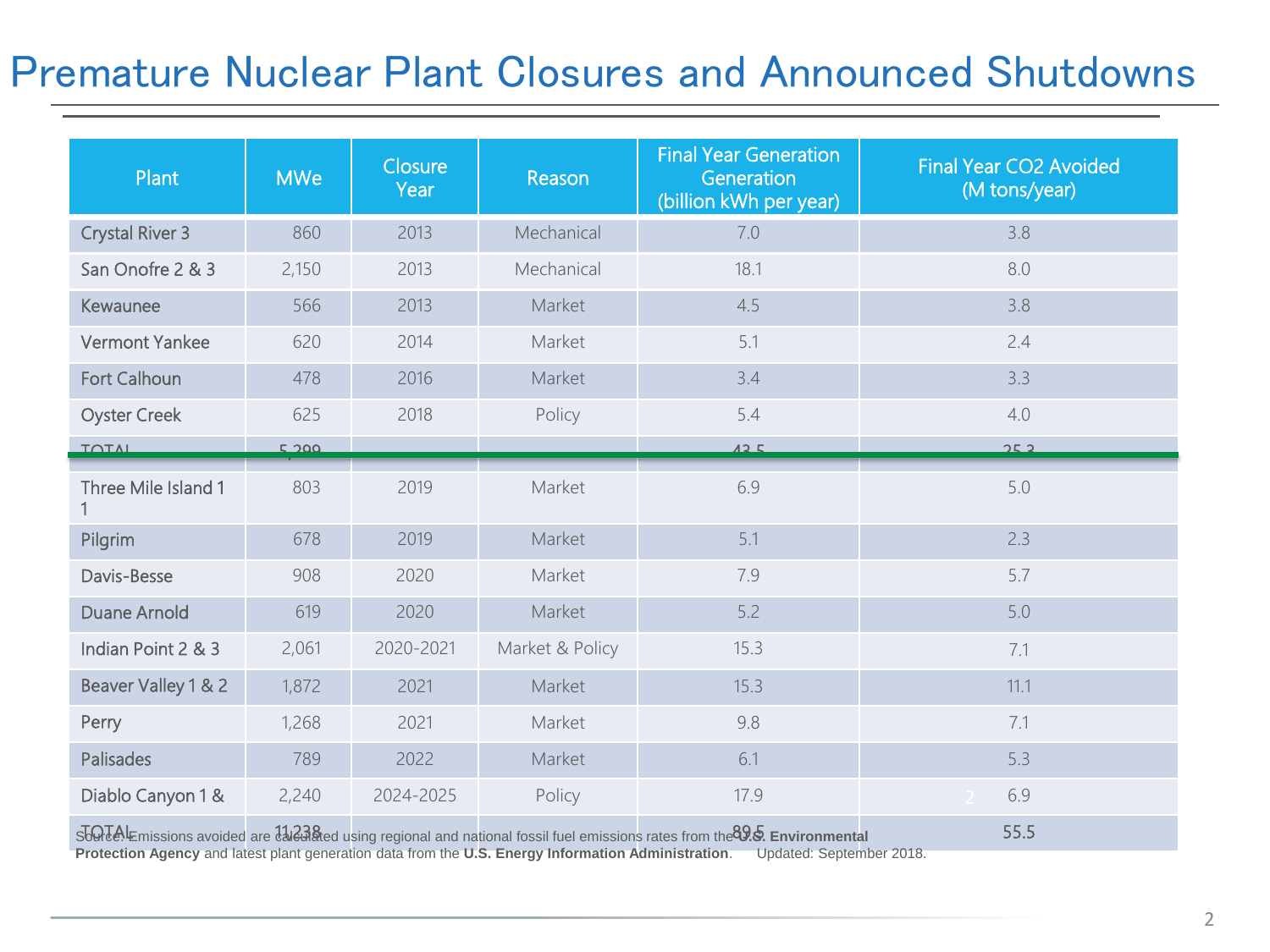# Premature Nuclear Plant Closures and Announced Shutdowns

| Plant | MWe | Closure Year | Reason | Final Year Generation Generation (billion kWh per year) | Final Year CO2 Avoided (M tons/year) |
|---|---|---|---|---|---|
| Crystal River 3 | 860 | 2013 | Mechanical | 7.0 | 3.8 |
| San Onofre 2 & 3 | 2,150 | 2013 | Mechanical | 18.1 | 8.0 |
| Kewaunee | 566 | 2013 | Market | 4.5 | 3.8 |
| Vermont Yankee | 620 | 2014 | Market | 5.1 | 2.4 |
| Fort Calhoun | 478 | 2016 | Market | 3.4 | 3.3 |
| Oyster Creek | 625 | 2018 | Policy | 5.4 | 4.0 |
| TOTAL | 5,299 | | | 43.5 | 25.3 |
| Three Mile Island 1 1 | 803 | 2019 | Market | 6.9 | 5.0 |
| Pilgrim | 678 | 2019 | Market | 5.1 | 2.3 |
| Davis-Besse | 908 | 2020 | Market | 7.9 | 5.7 |
| Duane Arnold | 619 | 2020 | Market | 5.2 | 5.0 |
| Indian Point 2 & 3 | 2,061 | 2020-2021 | Market & Policy | 15.3 | 7.1 |
| Beaver Valley 1 & 2 | 1,872 | 2021 | Market | 15.3 | 11.1 |
| Perry | 1,268 | 2021 | Market | 9.8 | 7.1 |
| Palisades | 789 | 2022 | Market | 6.1 | 5.3 |
| Diablo Canyon 1 & 2 | 2,240 | 2024-2025 | Policy | 17.9 | 6.9 |
| TOTAL | 11,238 | | | 89.5 | 55.5 |

Source: Emissions avoided are calculated using regional and national fossil fuel emissions rates from the **U.S. Environmental Protection Agency** and latest plant generation data from the **U.S. Energy Information Administration**. Updated: September 2018.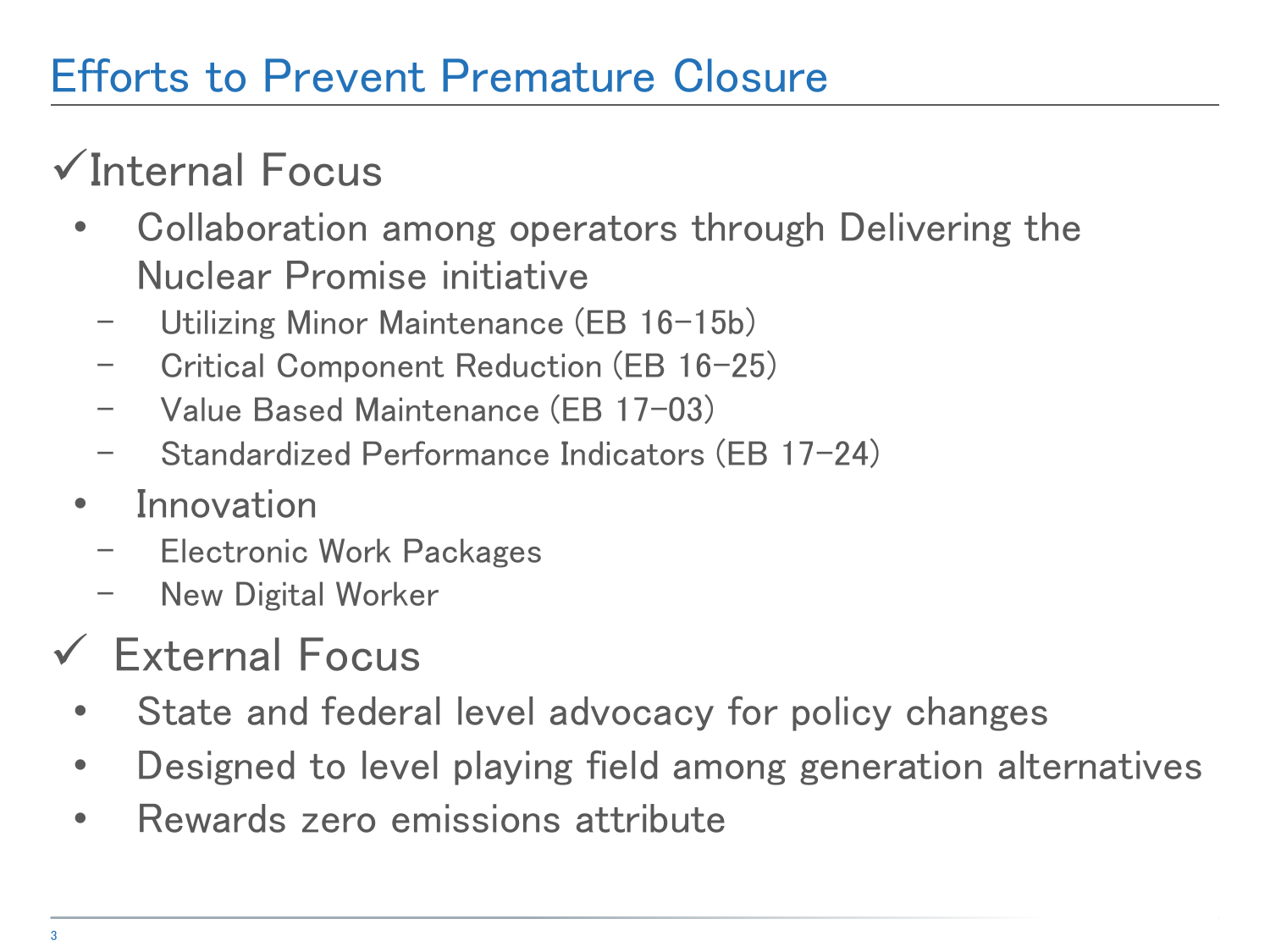# Efforts to Prevent Premature Closure

## ✓Internal Focus

- Collaboration among operators through Delivering the Nuclear Promise initiative
  - Utilizing Minor Maintenance (EB 16-15b)
  - Critical Component Reduction (EB 16-25)
  - Value Based Maintenance (EB 17-03)
  - Standardized Performance Indicators (EB 17-24)
- Innovation
  - Electronic Work Packages
  - New Digital Worker

## ✓ External Focus

- State and federal level advocacy for policy changes
- Designed to level playing field among generation alternatives
- Rewards zero emissions attribute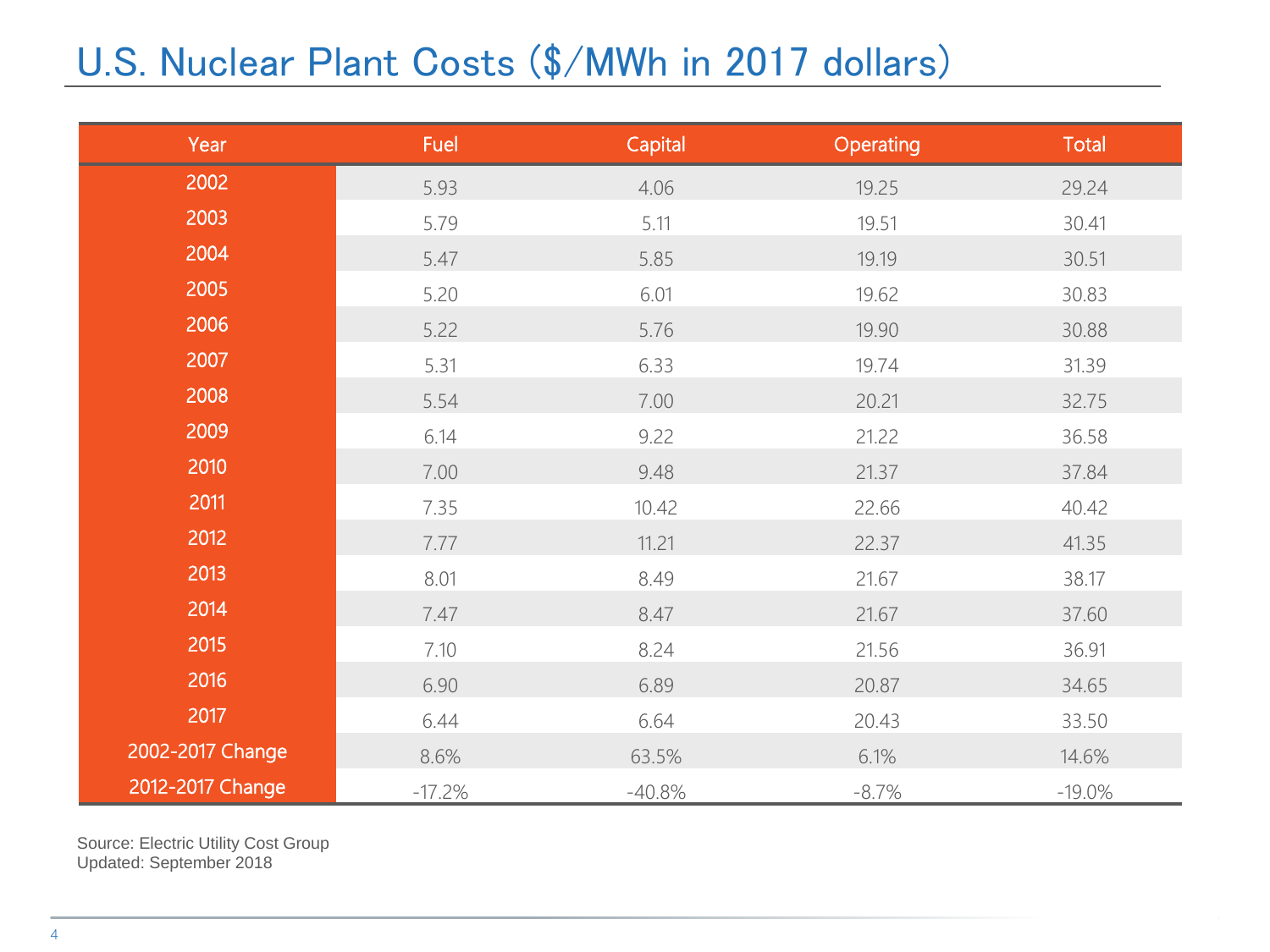# U.S. Nuclear Plant Costs ($/MWh in 2017 dollars)

| Year | Fuel | Capital | Operating | Total |
|---|---|---|---|---|
| 2002 | 5.93 | 4.06 | 19.25 | 29.24 |
| 2003 | 5.79 | 5.11 | 19.51 | 30.41 |
| 2004 | 5.47 | 5.85 | 19.19 | 30.51 |
| 2005 | 5.20 | 6.01 | 19.62 | 30.83 |
| 2006 | 5.22 | 5.76 | 19.90 | 30.88 |
| 2007 | 5.31 | 6.33 | 19.74 | 31.39 |
| 2008 | 5.54 | 7.00 | 20.21 | 32.75 |
| 2009 | 6.14 | 9.22 | 21.22 | 36.58 |
| 2010 | 7.00 | 9.48 | 21.37 | 37.84 |
| 2011 | 7.35 | 10.42 | 22.66 | 40.42 |
| 2012 | 7.77 | 11.21 | 22.37 | 41.35 |
| 2013 | 8.01 | 8.49 | 21.67 | 38.17 |
| 2014 | 7.47 | 8.47 | 21.67 | 37.60 |
| 2015 | 7.10 | 8.24 | 21.56 | 36.91 |
| 2016 | 6.90 | 6.89 | 20.87 | 34.65 |
| 2017 | 6.44 | 6.64 | 20.43 | 33.50 |
| 2002-2017 Change | 8.6% | 63.5% | 6.1% | 14.6% |
| 2012-2017 Change | -17.2% | -40.8% | -8.7% | -19.0% |

Source: Electric Utility Cost Group
Updated: September 2018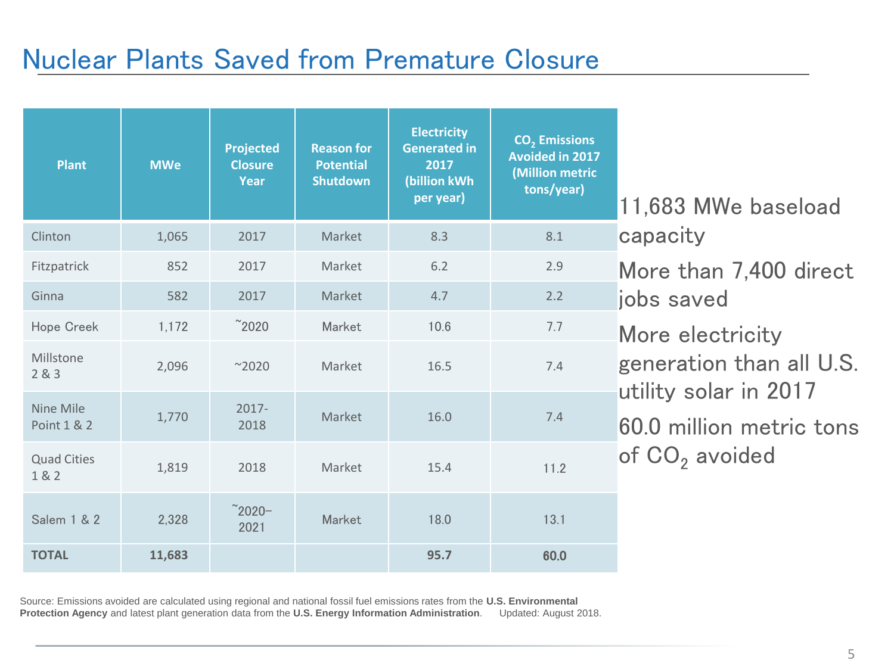# Nuclear Plants Saved from Premature Closure

| Plant | MWe | Projected Closure Year | Reason for Potential Shutdown | Electricity Generated in 2017 (billion kWh per year) | $CO_2$ Emissions Avoided in 2017 (Million metric tons/year) |
|---|---|---|---|---|---|
| Clinton | 1,065 | 2017 | Market | 8.3 | 8.1 |
| Fitzpatrick | 852 | 2017 | Market | 6.2 | 2.9 |
| Ginna | 582 | 2017 | Market | 4.7 | 2.2 |
| Hope Creek | 1,172 | ~2020 | Market | 10.6 | 7.7 |
| Millstone 2 & 3 | 2,096 | ~2020 | Market | 16.5 | 7.4 |
| Nine Mile Point 1 & 2 | 1,770 | 2017-2018 | Market | 16.0 | 7.4 |
| Quad Cities 1 & 2 | 1,819 | 2018 | Market | 15.4 | 11.2 |
| Salem 1 & 2 | 2,328 | ~2020–2021 | Market | 18.0 | 13.1 |
| **TOTAL** | **11,683** | | | **95.7** | **60.0** |

- 11,683 MWe baseload capacity
- More than 7,400 direct jobs saved
- More electricity generation than all U.S. utility solar in 2017
- 60.0 million metric tons of $CO_2$ avoided

Source: Emissions avoided are calculated using regional and national fossil fuel emissions rates from the **U.S. Environmental Protection Agency** and latest plant generation data from the **U.S. Energy Information Administration**. Updated: August 2018.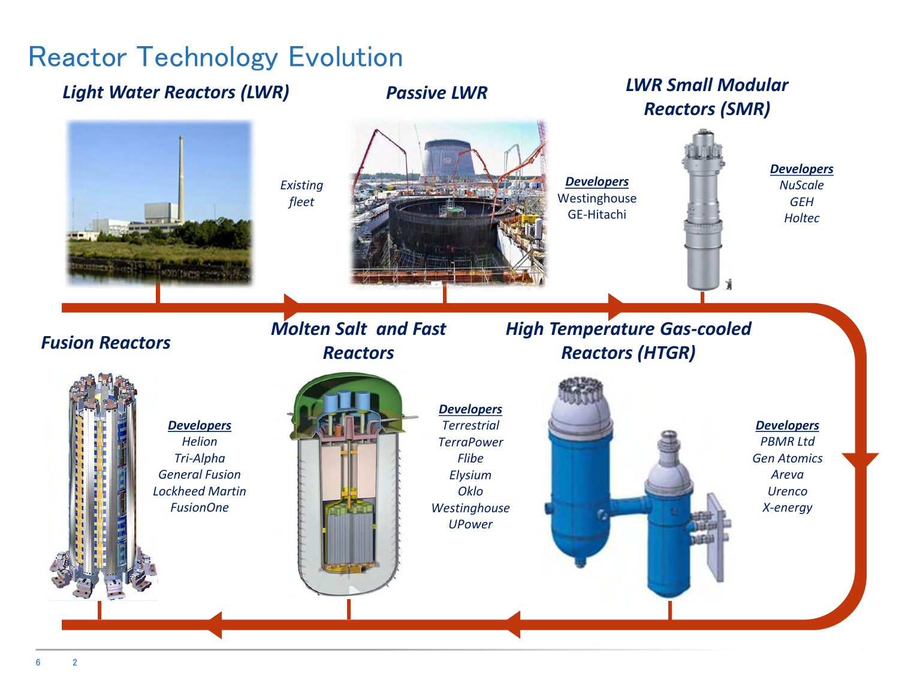# Reactor Technology Evolution

## *Light Water Reactors (LWR)*

*Existing fleet*

## *Passive LWR*

**Developers**
Westinghouse
GE-Hitachi

## *LWR Small Modular Reactors (SMR)*

***Developers***
*NuScale*
*GEH*
*Holtec*

## *High Temperature Gas-cooled Reactors (HTGR)*

***Developers***
*PBMR Ltd*
*Gen Atomics*
*Areva*
*Urenco*
*X-energy*

## *Molten Salt and Fast Reactors*

***Developers***
*Terrestrial*
*TerraPower*
*Flibe*
*Elysium*
*Oklo*
*Westinghouse*
*UPower*

## *Fusion Reactors*

***Developers***
*Helion*
*Tri-Alpha*
*General Fusion*
*Lockheed Martin*
*FusionOne*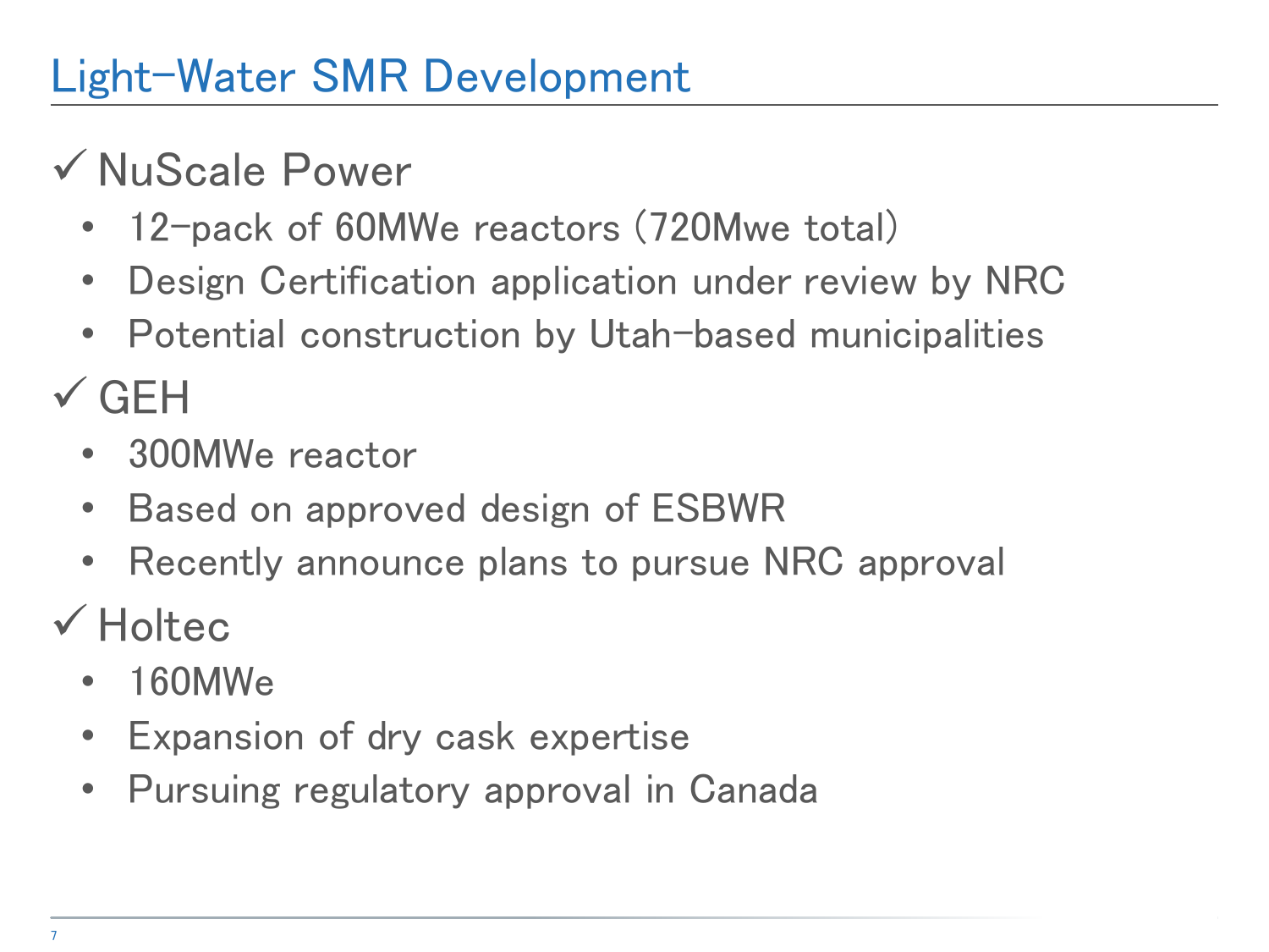# Light-Water SMR Development

✓ NuScale Power

- 12-pack of 60MWe reactors (720Mwe total)
- Design Certification application under review by NRC
- Potential construction by Utah-based municipalities

✓ GEH

- 300MWe reactor
- Based on approved design of ESBWR
- Recently announce plans to pursue NRC approval

✓ Holtec

- 160MWe
- Expansion of dry cask expertise
- Pursuing regulatory approval in Canada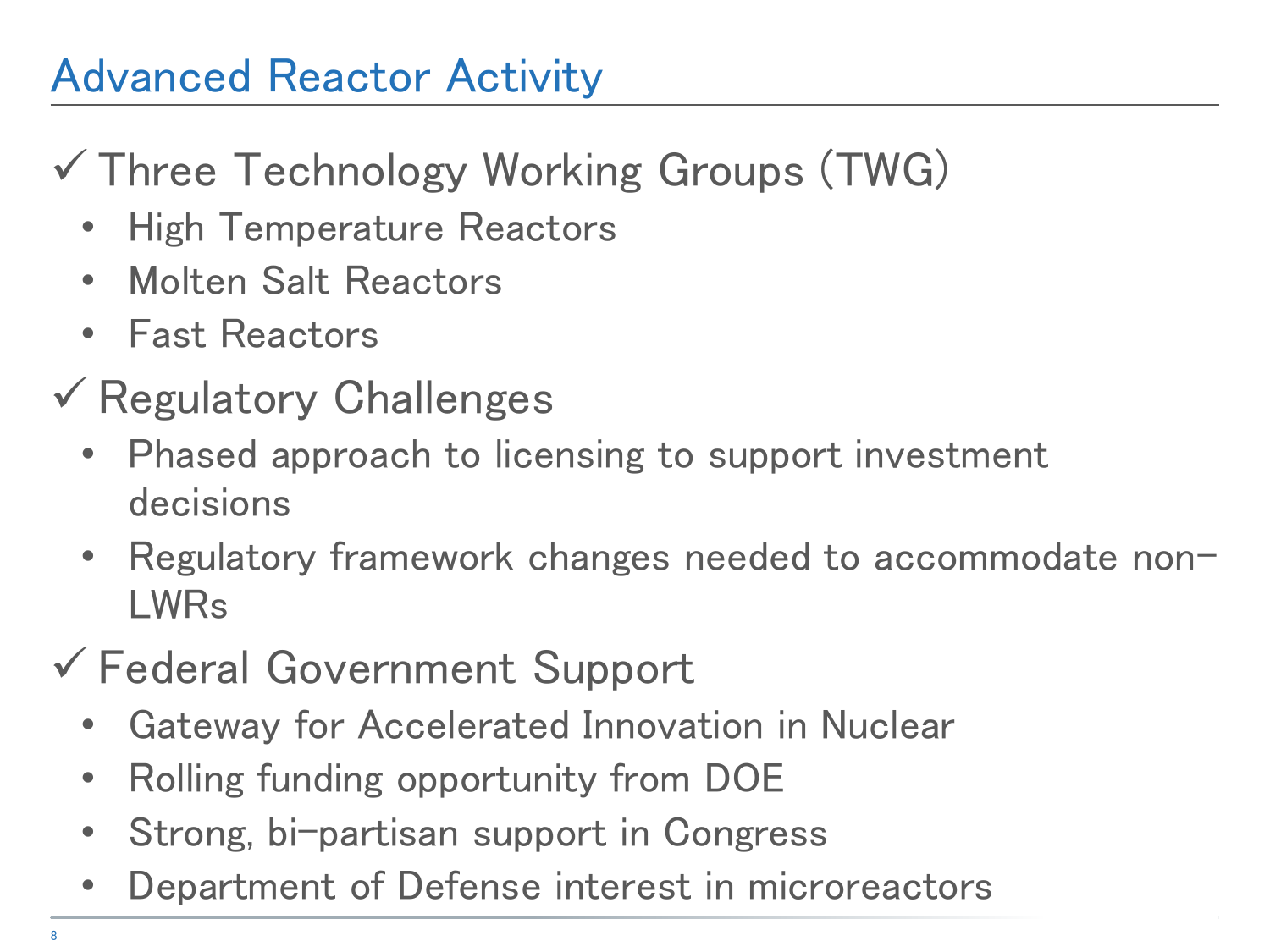# Advanced Reactor Activity

✓ Three Technology Working Groups (TWG)

- High Temperature Reactors
- Molten Salt Reactors
- Fast Reactors

✓ Regulatory Challenges

- Phased approach to licensing to support investment decisions
- Regulatory framework changes needed to accommodate non-LWRs

✓ Federal Government Support

- Gateway for Accelerated Innovation in Nuclear
- Rolling funding opportunity from DOE
- Strong, bi-partisan support in Congress
- Department of Defense interest in microreactors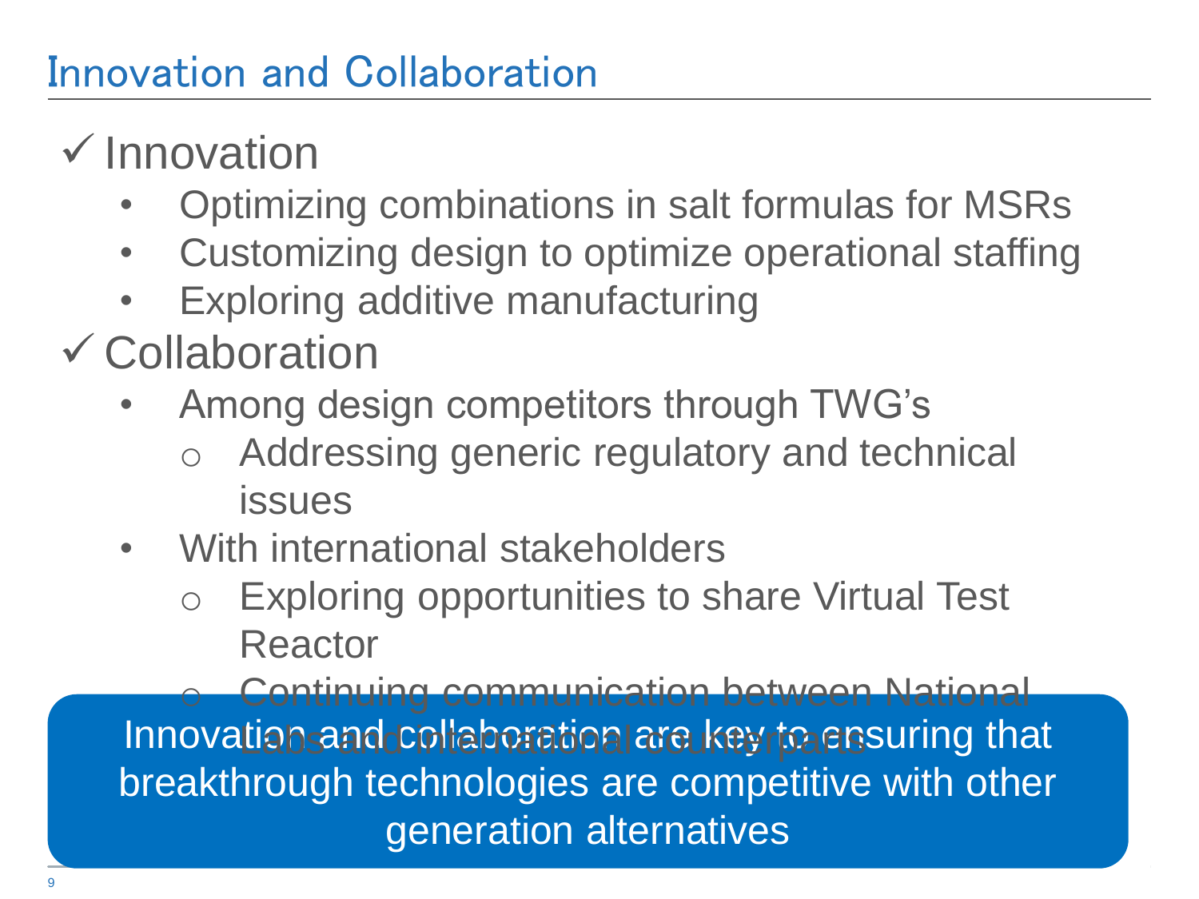# Innovation and Collaboration

## ✓ Innovation

- Optimizing combinations in salt formulas for MSRs
- Customizing design to optimize operational staffing
- Exploring additive manufacturing

## ✓ Collaboration

- Among design competitors through TWG's
  - Addressing generic regulatory and technical issues
- With international stakeholders
  - Exploring opportunities to share Virtual Test Reactor
  - Continuing communication between National Labs and international counterparts

Innovation and collaboration are key to ensuring that breakthrough technologies are competitive with other generation alternatives